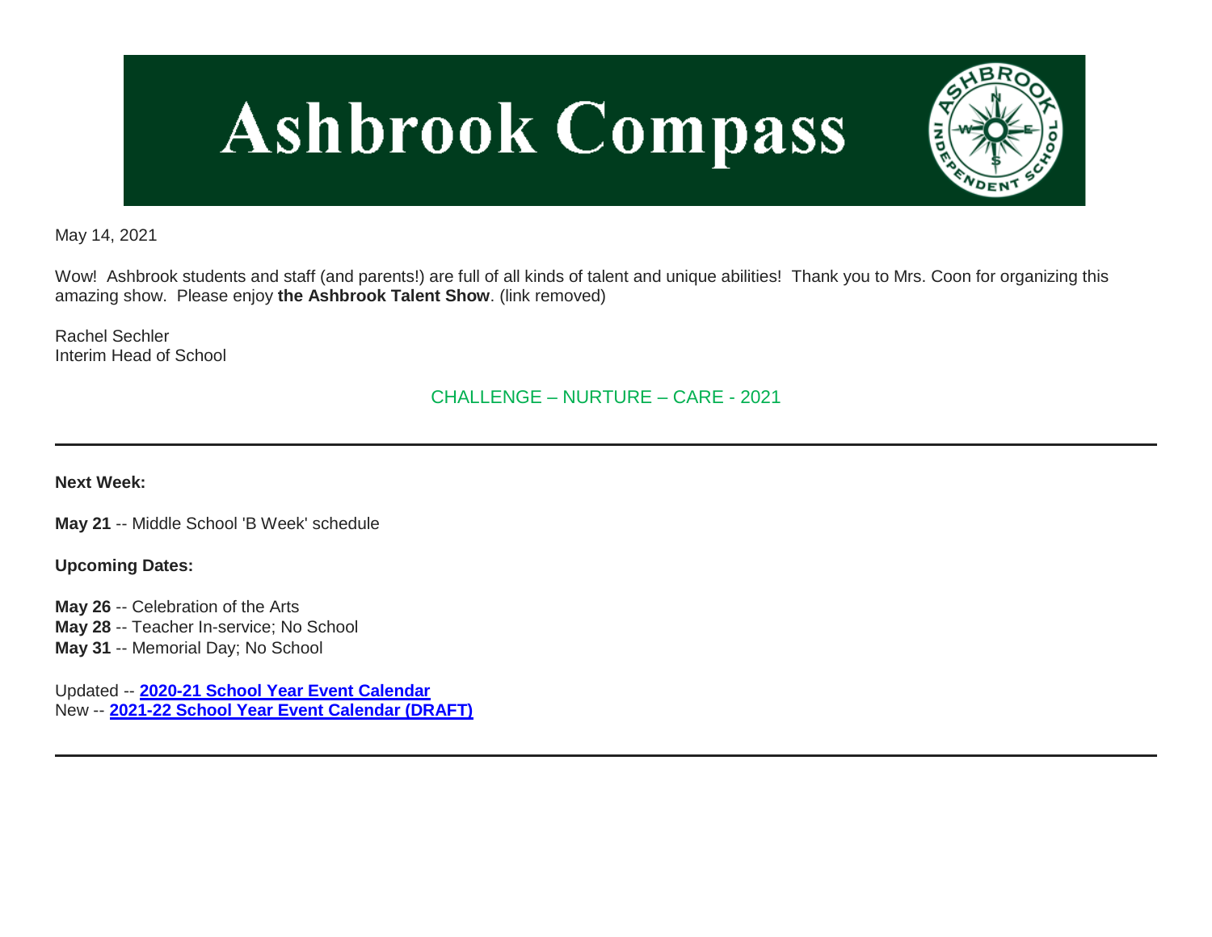# Ashbrook Compass

May 14, 2021

Wow! Ashbrook students and staff (and parents!) are full of all kinds of talent and unique abilities! Thank you to Mrs. Coon for organizing this amazing show. Please enjoy **the Ashbrook Talent Show**. (link removed)

Rachel Sechler
Interim Head of School

CHALLENGE – NURTURE – CARE - 2021

---

**Next Week:**

**May 21** -- Middle School 'B Week' schedule

**Upcoming Dates:**

**May 26** -- Celebration of the Arts
**May 28** -- Teacher In-service; No School
**May 31** -- Memorial Day; No School

Updated -- **2020-21 School Year Event Calendar**
New -- **2021-22 School Year Event Calendar (DRAFT)**

---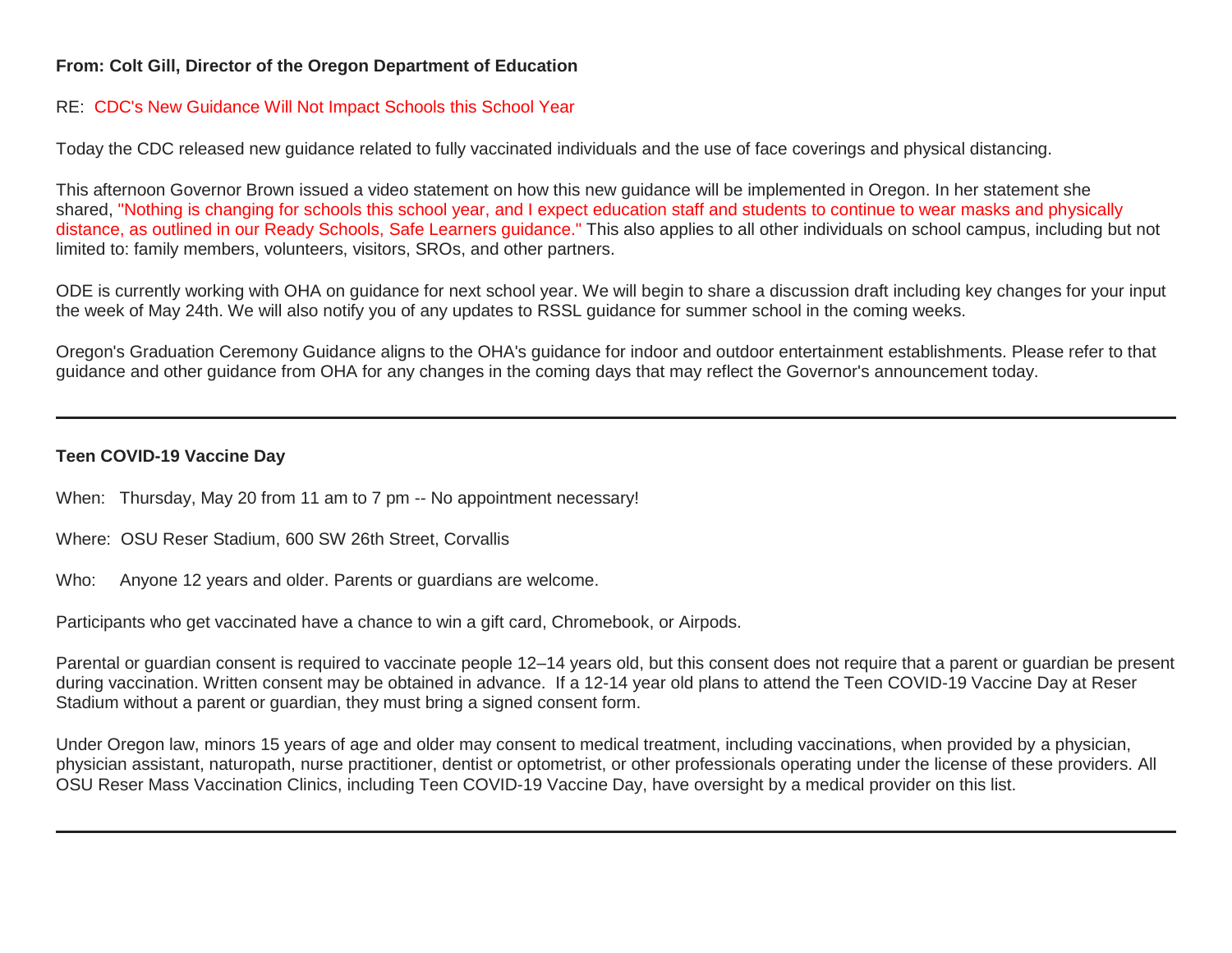**From: Colt Gill, Director of the Oregon Department of Education**

RE: CDC's New Guidance Will Not Impact Schools this School Year

Today the CDC released new guidance related to fully vaccinated individuals and the use of face coverings and physical distancing.

This afternoon Governor Brown issued a video statement on how this new guidance will be implemented in Oregon. In her statement she shared, "Nothing is changing for schools this school year, and I expect education staff and students to continue to wear masks and physically distance, as outlined in our Ready Schools, Safe Learners guidance." This also applies to all other individuals on school campus, including but not limited to: family members, volunteers, visitors, SROs, and other partners.

ODE is currently working with OHA on guidance for next school year. We will begin to share a discussion draft including key changes for your input the week of May 24th. We will also notify you of any updates to RSSL guidance for summer school in the coming weeks.

Oregon's Graduation Ceremony Guidance aligns to the OHA's guidance for indoor and outdoor entertainment establishments. Please refer to that guidance and other guidance from OHA for any changes in the coming days that may reflect the Governor's announcement today.

---

**Teen COVID-19 Vaccine Day**

When: Thursday, May 20 from 11 am to 7 pm -- No appointment necessary!

Where: OSU Reser Stadium, 600 SW 26th Street, Corvallis

Who: Anyone 12 years and older. Parents or guardians are welcome.

Participants who get vaccinated have a chance to win a gift card, Chromebook, or Airpods.

Parental or guardian consent is required to vaccinate people 12–14 years old, but this consent does not require that a parent or guardian be present during vaccination. Written consent may be obtained in advance. If a 12-14 year old plans to attend the Teen COVID-19 Vaccine Day at Reser Stadium without a parent or guardian, they must bring a signed consent form.

Under Oregon law, minors 15 years of age and older may consent to medical treatment, including vaccinations, when provided by a physician, physician assistant, naturopath, nurse practitioner, dentist or optometrist, or other professionals operating under the license of these providers. All OSU Reser Mass Vaccination Clinics, including Teen COVID-19 Vaccine Day, have oversight by a medical provider on this list.

---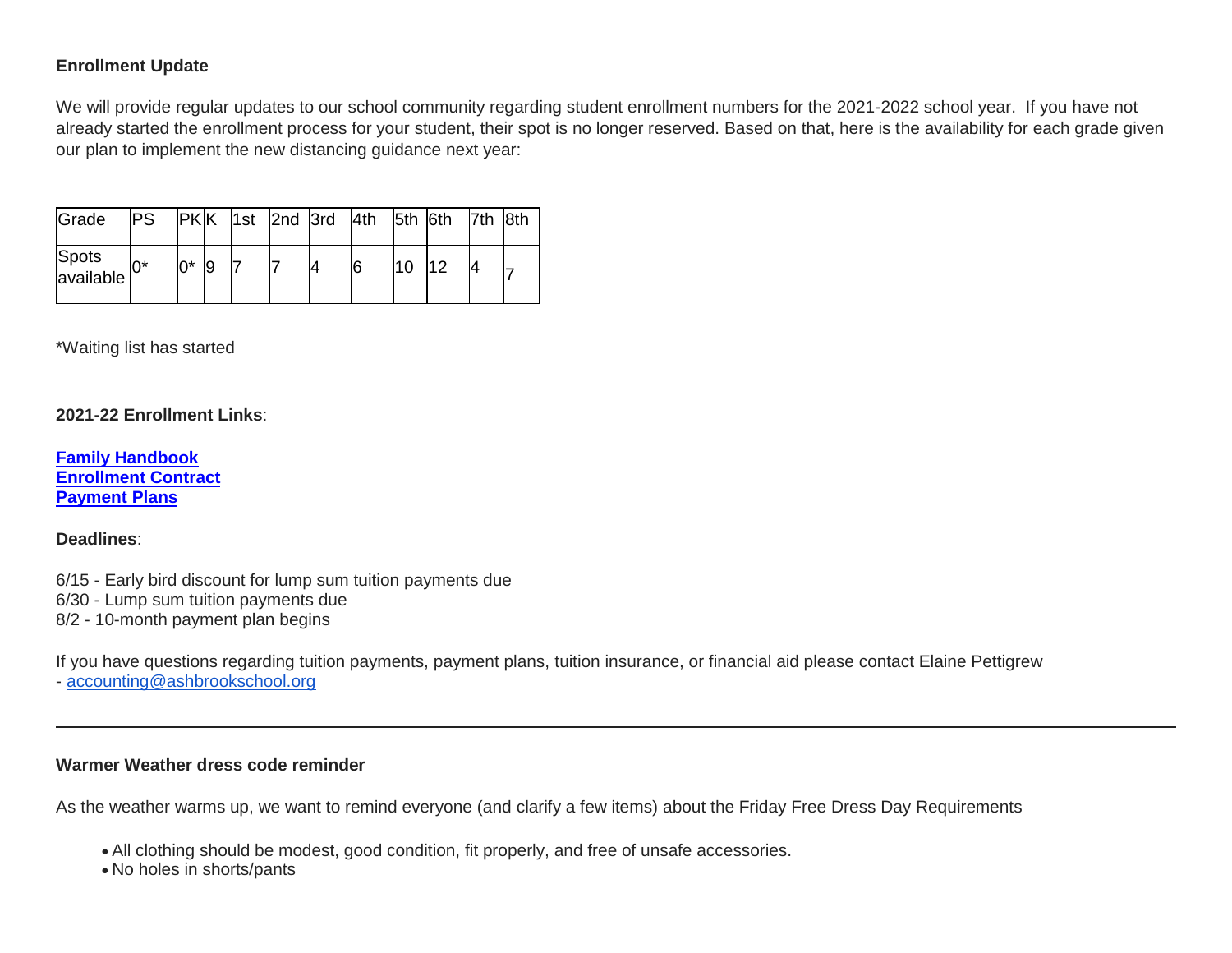**Enrollment Update**

We will provide regular updates to our school community regarding student enrollment numbers for the 2021-2022 school year. If you have not already started the enrollment process for your student, their spot is no longer reserved. Based on that, here is the availability for each grade given our plan to implement the new distancing guidance next year:

| Grade | PS | PK | K | 1st | 2nd | 3rd | 4th | 5th | 6th | 7th | 8th |
|---|---|---|---|---|---|---|---|---|---|---|---|
| Spots available | 0* | 0* | 9 | 7 | 7 | 4 | 6 | 10 | 12 | 4 | 7 |

*Waiting list has started

**2021-22 Enrollment Links**:

**Family Handbook**
**Enrollment Contract**
**Payment Plans**

**Deadlines**:

6/15 - Early bird discount for lump sum tuition payments due
6/30 - Lump sum tuition payments due
8/2 - 10-month payment plan begins

If you have questions regarding tuition payments, payment plans, tuition insurance, or financial aid please contact Elaine Pettigrew - accounting@ashbrookschool.org

---

**Warmer Weather dress code reminder**

As the weather warms up, we want to remind everyone (and clarify a few items) about the Friday Free Dress Day Requirements

- All clothing should be modest, good condition, fit properly, and free of unsafe accessories.
- No holes in shorts/pants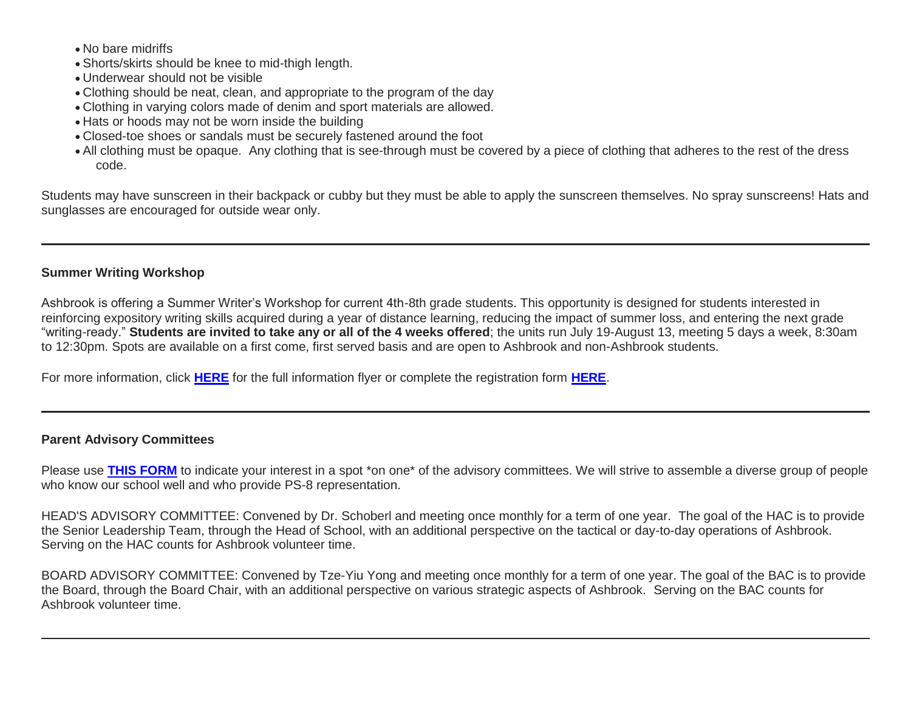- No bare midriffs
- Shorts/skirts should be knee to mid-thigh length.
- Underwear should not be visible
- Clothing should be neat, clean, and appropriate to the program of the day
- Clothing in varying colors made of denim and sport materials are allowed.
- Hats or hoods may not be worn inside the building
- Closed-toe shoes or sandals must be securely fastened around the foot
- All clothing must be opaque. Any clothing that is see-through must be covered by a piece of clothing that adheres to the rest of the dress code.

Students may have sunscreen in their backpack or cubby but they must be able to apply the sunscreen themselves. No spray sunscreens! Hats and sunglasses are encouraged for outside wear only.

---

**Summer Writing Workshop**

Ashbrook is offering a Summer Writer's Workshop for current 4th-8th grade students. This opportunity is designed for students interested in reinforcing expository writing skills acquired during a year of distance learning, reducing the impact of summer loss, and entering the next grade "writing-ready." **Students are invited to take any or all of the 4 weeks offered**; the units run July 19-August 13, meeting 5 days a week, 8:30am to 12:30pm. Spots are available on a first come, first served basis and are open to Ashbrook and non-Ashbrook students.

For more information, click **HERE** for the full information flyer or complete the registration form **HERE**.

---

**Parent Advisory Committees**

Please use **THIS FORM** to indicate your interest in a spot *on one* of the advisory committees. We will strive to assemble a diverse group of people who know our school well and who provide PS-8 representation.

HEAD'S ADVISORY COMMITTEE: Convened by Dr. Schoberl and meeting once monthly for a term of one year. The goal of the HAC is to provide the Senior Leadership Team, through the Head of School, with an additional perspective on the tactical or day-to-day operations of Ashbrook. Serving on the HAC counts for Ashbrook volunteer time.

BOARD ADVISORY COMMITTEE: Convened by Tze-Yiu Yong and meeting once monthly for a term of one year. The goal of the BAC is to provide the Board, through the Board Chair, with an additional perspective on various strategic aspects of Ashbrook. Serving on the BAC counts for Ashbrook volunteer time.

---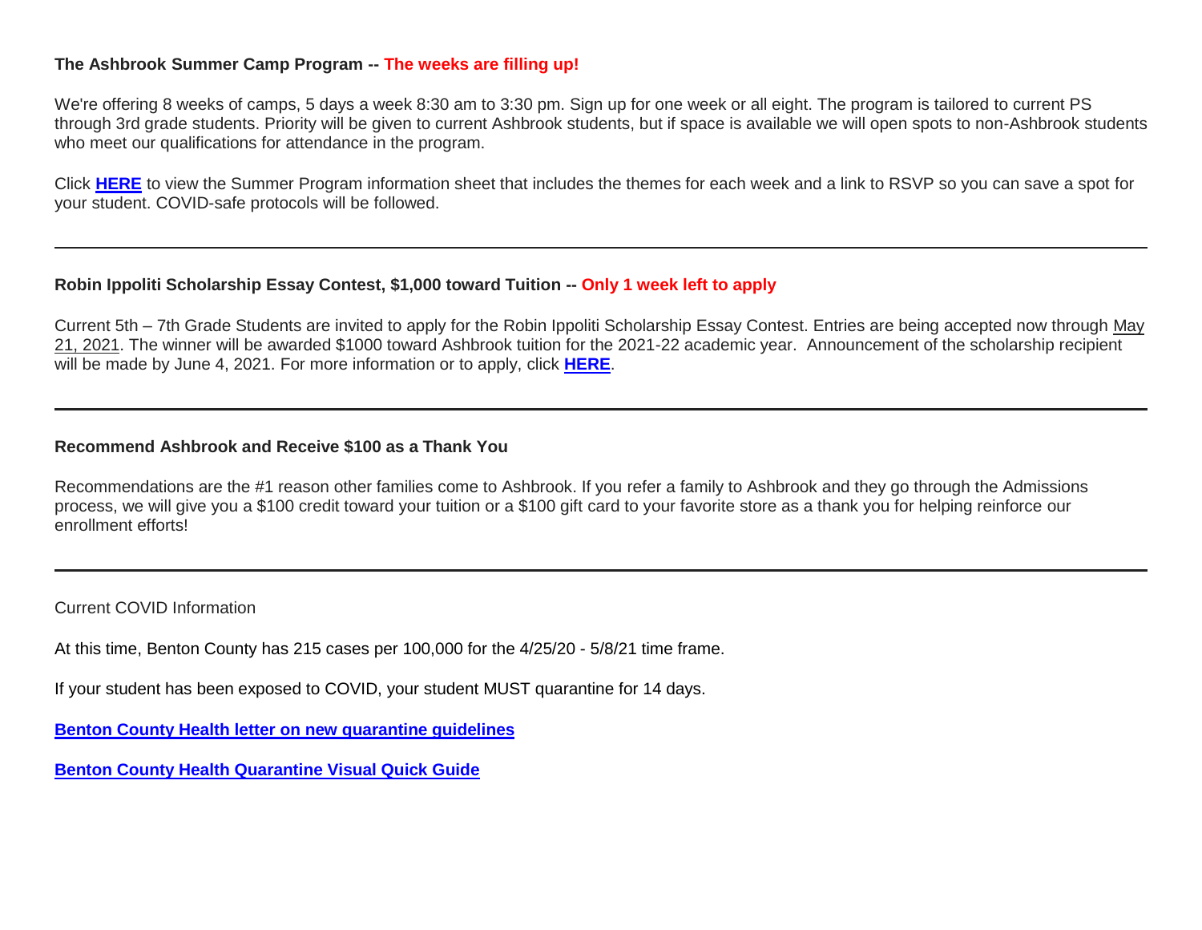**The Ashbrook Summer Camp Program -- The weeks are filling up!**

We're offering 8 weeks of camps, 5 days a week 8:30 am to 3:30 pm. Sign up for one week or all eight. The program is tailored to current PS through 3rd grade students. Priority will be given to current Ashbrook students, but if space is available we will open spots to non-Ashbrook students who meet our qualifications for attendance in the program.

Click **HERE** to view the Summer Program information sheet that includes the themes for each week and a link to RSVP so you can save a spot for your student. COVID-safe protocols will be followed.

---

**Robin Ippoliti Scholarship Essay Contest, $1,000 toward Tuition -- Only 1 week left to apply**

Current 5th – 7th Grade Students are invited to apply for the Robin Ippoliti Scholarship Essay Contest. Entries are being accepted now through May 21, 2021. The winner will be awarded $1000 toward Ashbrook tuition for the 2021-22 academic year. Announcement of the scholarship recipient will be made by June 4, 2021. For more information or to apply, click **HERE**.

---

**Recommend Ashbrook and Receive $100 as a Thank You**

Recommendations are the #1 reason other families come to Ashbrook. If you refer a family to Ashbrook and they go through the Admissions process, we will give you a $100 credit toward your tuition or a $100 gift card to your favorite store as a thank you for helping reinforce our enrollment efforts!

---

Current COVID Information

At this time, Benton County has 215 cases per 100,000 for the 4/25/20 - 5/8/21 time frame.

If your student has been exposed to COVID, your student MUST quarantine for 14 days.

**Benton County Health letter on new quarantine guidelines**

**Benton County Health Quarantine Visual Quick Guide**